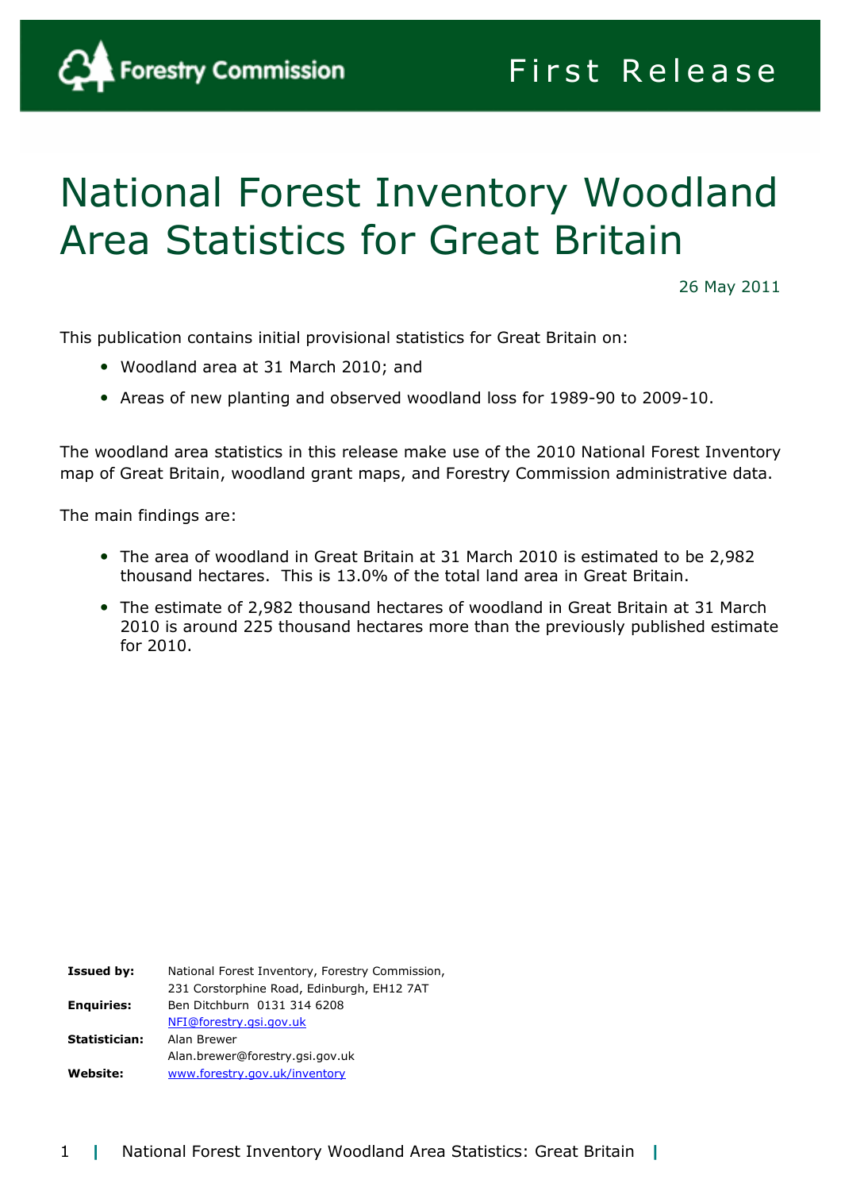Forestry Commission

First Release

# National Forest Inventory Woodland Area Statistics for Great Britain

26 May 2011

This publication contains initial provisional statistics for Great Britain on:

- Woodland area at 31 March 2010; and
- Areas of new planting and observed woodland loss for 1989-90 to 2009-10.

The woodland area statistics in this release make use of the 2010 National Forest Inventory map of Great Britain, woodland grant maps, and Forestry Commission administrative data.

The main findings are:

- The area of woodland in Great Britain at 31 March 2010 is estimated to be 2,982 thousand hectares. This is 13.0% of the total land area in Great Britain.
- The estimate of 2,982 thousand hectares of woodland in Great Britain at 31 March 2010 is around 225 thousand hectares more than the previously published estimate for 2010.

| | |
|---|---|
| **Issued by:** | National Forest Inventory, Forestry Commission, 231 Corstorphine Road, Edinburgh, EH12 7AT |
| **Enquiries:** | Ben Ditchburn 0131 314 6208 NFI@forestry.gsi.gov.uk |
| **Statistician:** | Alan Brewer Alan.brewer@forestry.gsi.gov.uk |
| **Website:** | www.forestry.gov.uk/inventory |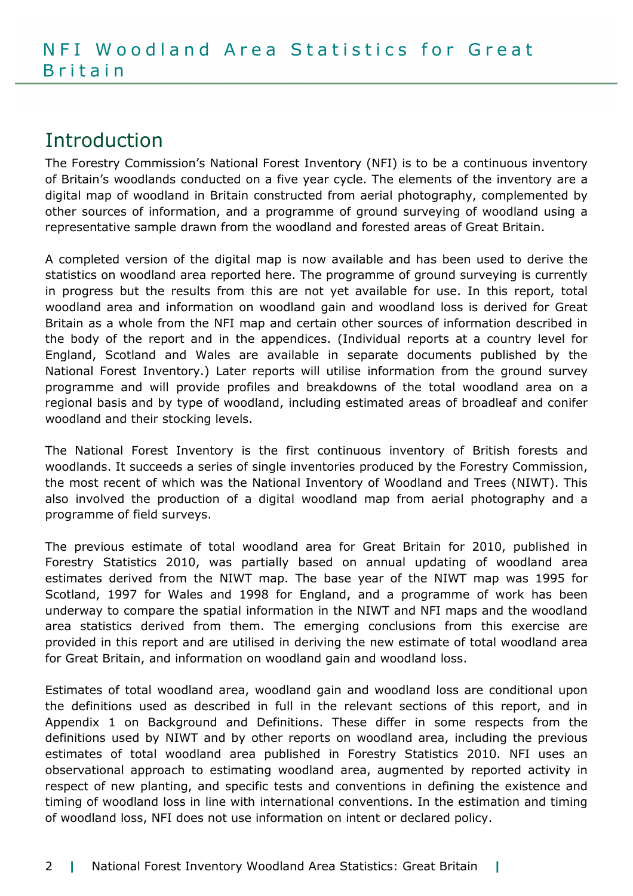# NFI Woodland Area Statistics for Great Britain

## Introduction

The Forestry Commission's National Forest Inventory (NFI) is to be a continuous inventory of Britain's woodlands conducted on a five year cycle. The elements of the inventory are a digital map of woodland in Britain constructed from aerial photography, complemented by other sources of information, and a programme of ground surveying of woodland using a representative sample drawn from the woodland and forested areas of Great Britain.

A completed version of the digital map is now available and has been used to derive the statistics on woodland area reported here. The programme of ground surveying is currently in progress but the results from this are not yet available for use. In this report, total woodland area and information on woodland gain and woodland loss is derived for Great Britain as a whole from the NFI map and certain other sources of information described in the body of the report and in the appendices. (Individual reports at a country level for England, Scotland and Wales are available in separate documents published by the National Forest Inventory.) Later reports will utilise information from the ground survey programme and will provide profiles and breakdowns of the total woodland area on a regional basis and by type of woodland, including estimated areas of broadleaf and conifer woodland and their stocking levels.

The National Forest Inventory is the first continuous inventory of British forests and woodlands. It succeeds a series of single inventories produced by the Forestry Commission, the most recent of which was the National Inventory of Woodland and Trees (NIWT). This also involved the production of a digital woodland map from aerial photography and a programme of field surveys.

The previous estimate of total woodland area for Great Britain for 2010, published in Forestry Statistics 2010, was partially based on annual updating of woodland area estimates derived from the NIWT map. The base year of the NIWT map was 1995 for Scotland, 1997 for Wales and 1998 for England, and a programme of work has been underway to compare the spatial information in the NIWT and NFI maps and the woodland area statistics derived from them. The emerging conclusions from this exercise are provided in this report and are utilised in deriving the new estimate of total woodland area for Great Britain, and information on woodland gain and woodland loss.

Estimates of total woodland area, woodland gain and woodland loss are conditional upon the definitions used as described in full in the relevant sections of this report, and in Appendix 1 on Background and Definitions. These differ in some respects from the definitions used by NIWT and by other reports on woodland area, including the previous estimates of total woodland area published in Forestry Statistics 2010. NFI uses an observational approach to estimating woodland area, augmented by reported activity in respect of new planting, and specific tests and conventions in defining the existence and timing of woodland loss in line with international conventions. In the estimation and timing of woodland loss, NFI does not use information on intent or declared policy.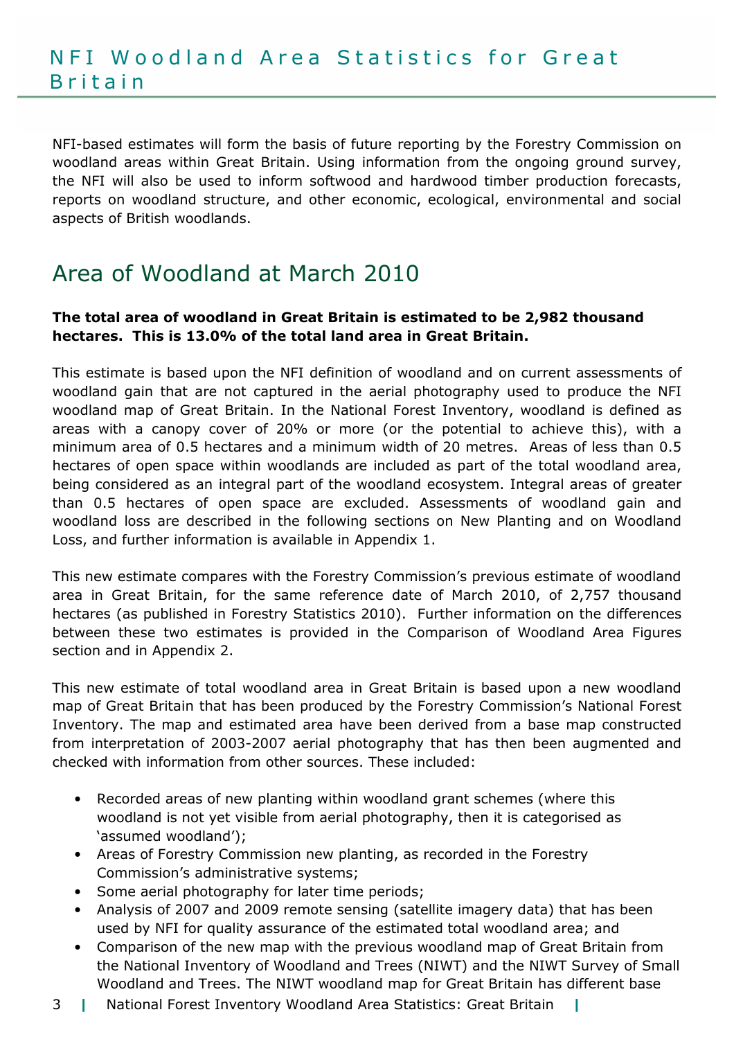NFI-based estimates will form the basis of future reporting by the Forestry Commission on woodland areas within Great Britain. Using information from the ongoing ground survey, the NFI will also be used to inform softwood and hardwood timber production forecasts, reports on woodland structure, and other economic, ecological, environmental and social aspects of British woodlands.

## Area of Woodland at March 2010

**The total area of woodland in Great Britain is estimated to be 2,982 thousand hectares. This is 13.0% of the total land area in Great Britain.**

This estimate is based upon the NFI definition of woodland and on current assessments of woodland gain that are not captured in the aerial photography used to produce the NFI woodland map of Great Britain. In the National Forest Inventory, woodland is defined as areas with a canopy cover of 20% or more (or the potential to achieve this), with a minimum area of 0.5 hectares and a minimum width of 20 metres. Areas of less than 0.5 hectares of open space within woodlands are included as part of the total woodland area, being considered as an integral part of the woodland ecosystem. Integral areas of greater than 0.5 hectares of open space are excluded. Assessments of woodland gain and woodland loss are described in the following sections on New Planting and on Woodland Loss, and further information is available in Appendix 1.

This new estimate compares with the Forestry Commission's previous estimate of woodland area in Great Britain, for the same reference date of March 2010, of 2,757 thousand hectares (as published in Forestry Statistics 2010). Further information on the differences between these two estimates is provided in the Comparison of Woodland Area Figures section and in Appendix 2.

This new estimate of total woodland area in Great Britain is based upon a new woodland map of Great Britain that has been produced by the Forestry Commission's National Forest Inventory. The map and estimated area have been derived from a base map constructed from interpretation of 2003-2007 aerial photography that has then been augmented and checked with information from other sources. These included:

- Recorded areas of new planting within woodland grant schemes (where this woodland is not yet visible from aerial photography, then it is categorised as 'assumed woodland');
- Areas of Forestry Commission new planting, as recorded in the Forestry Commission's administrative systems;
- Some aerial photography for later time periods;
- Analysis of 2007 and 2009 remote sensing (satellite imagery data) that has been used by NFI for quality assurance of the estimated total woodland area; and
- Comparison of the new map with the previous woodland map of Great Britain from the National Inventory of Woodland and Trees (NIWT) and the NIWT Survey of Small Woodland and Trees. The NIWT woodland map for Great Britain has different base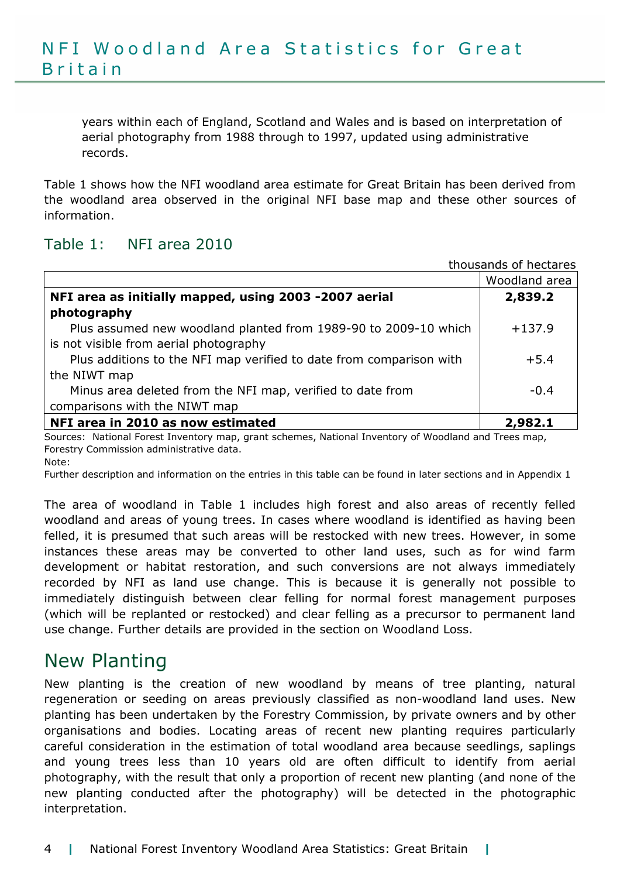years within each of England, Scotland and Wales and is based on interpretation of aerial photography from 1988 through to 1997, updated using administrative records.

Table 1 shows how the NFI woodland area estimate for Great Britain has been derived from the woodland area observed in the original NFI base map and these other sources of information.

## Table 1: NFI area 2010

thousands of hectares

| | Woodland area |
|---|---|
| **NFI area as initially mapped, using 2003 -2007 aerial photography** | **2,839.2** |
| Plus assumed new woodland planted from 1989-90 to 2009-10 which is not visible from aerial photography | +137.9 |
| Plus additions to the NFI map verified to date from comparison with the NIWT map | +5.4 |
| Minus area deleted from the NFI map, verified to date from comparisons with the NIWT map | -0.4 |
| **NFI area in 2010 as now estimated** | **2,982.1** |

Sources: National Forest Inventory map, grant schemes, National Inventory of Woodland and Trees map, Forestry Commission administrative data.

Note:

Further description and information on the entries in this table can be found in later sections and in Appendix 1

The area of woodland in Table 1 includes high forest and also areas of recently felled woodland and areas of young trees. In cases where woodland is identified as having been felled, it is presumed that such areas will be restocked with new trees. However, in some instances these areas may be converted to other land uses, such as for wind farm development or habitat restoration, and such conversions are not always immediately recorded by NFI as land use change. This is because it is generally not possible to immediately distinguish between clear felling for normal forest management purposes (which will be replanted or restocked) and clear felling as a precursor to permanent land use change. Further details are provided in the section on Woodland Loss.

# New Planting

New planting is the creation of new woodland by means of tree planting, natural regeneration or seeding on areas previously classified as non-woodland land uses. New planting has been undertaken by the Forestry Commission, by private owners and by other organisations and bodies. Locating areas of recent new planting requires particularly careful consideration in the estimation of total woodland area because seedlings, saplings and young trees less than 10 years old are often difficult to identify from aerial photography, with the result that only a proportion of recent new planting (and none of the new planting conducted after the photography) will be detected in the photographic interpretation.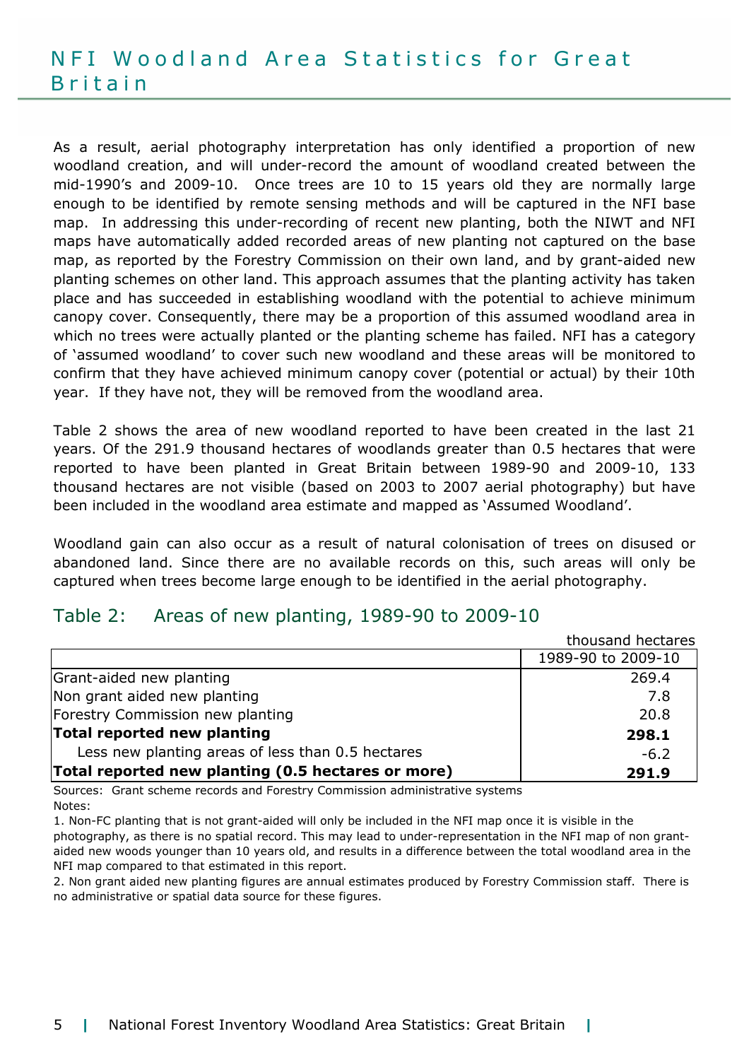As a result, aerial photography interpretation has only identified a proportion of new woodland creation, and will under-record the amount of woodland created between the mid-1990's and 2009-10. Once trees are 10 to 15 years old they are normally large enough to be identified by remote sensing methods and will be captured in the NFI base map. In addressing this under-recording of recent new planting, both the NIWT and NFI maps have automatically added recorded areas of new planting not captured on the base map, as reported by the Forestry Commission on their own land, and by grant-aided new planting schemes on other land. This approach assumes that the planting activity has taken place and has succeeded in establishing woodland with the potential to achieve minimum canopy cover. Consequently, there may be a proportion of this assumed woodland area in which no trees were actually planted or the planting scheme has failed. NFI has a category of 'assumed woodland' to cover such new woodland and these areas will be monitored to confirm that they have achieved minimum canopy cover (potential or actual) by their 10th year. If they have not, they will be removed from the woodland area.

Table 2 shows the area of new woodland reported to have been created in the last 21 years. Of the 291.9 thousand hectares of woodlands greater than 0.5 hectares that were reported to have been planted in Great Britain between 1989-90 and 2009-10, 133 thousand hectares are not visible (based on 2003 to 2007 aerial photography) but have been included in the woodland area estimate and mapped as 'Assumed Woodland'.

Woodland gain can also occur as a result of natural colonisation of trees on disused or abandoned land. Since there are no available records on this, such areas will only be captured when trees become large enough to be identified in the aerial photography.

## Table 2: Areas of new planting, 1989-90 to 2009-10

thousand hectares

| | 1989-90 to 2009-10 |
|---|---|
| Grant-aided new planting | 269.4 |
| Non grant aided new planting | 7.8 |
| Forestry Commission new planting | 20.8 |
| **Total reported new planting** | **298.1** |
| Less new planting areas of less than 0.5 hectares | -6.2 |
| **Total reported new planting (0.5 hectares or more)** | **291.9** |

Sources: Grant scheme records and Forestry Commission administrative systems

Notes:

1. Non-FC planting that is not grant-aided will only be included in the NFI map once it is visible in the photography, as there is no spatial record. This may lead to under-representation in the NFI map of non grant-aided new woods younger than 10 years old, and results in a difference between the total woodland area in the NFI map compared to that estimated in this report.
2. Non grant aided new planting figures are annual estimates produced by Forestry Commission staff. There is no administrative or spatial data source for these figures.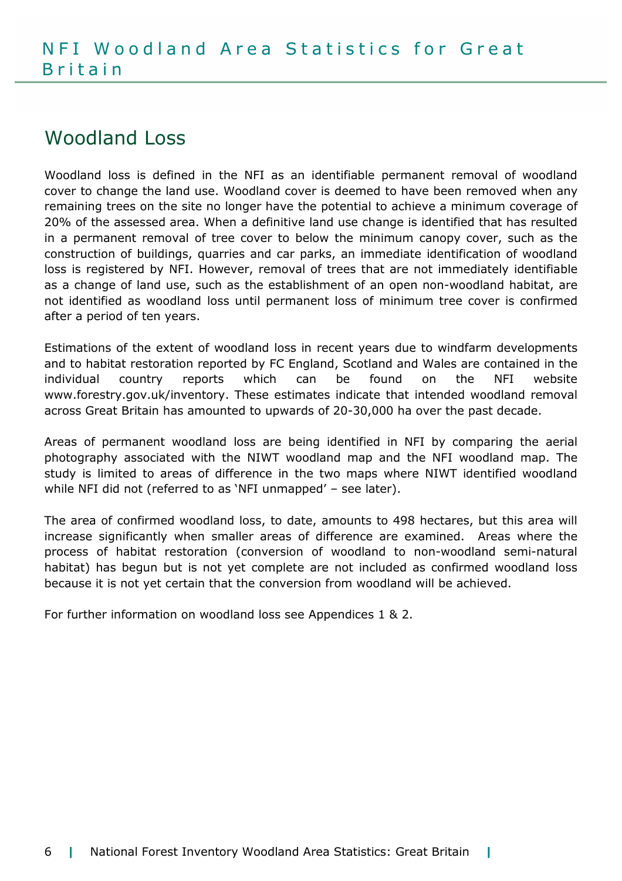## Woodland Loss

Woodland loss is defined in the NFI as an identifiable permanent removal of woodland cover to change the land use. Woodland cover is deemed to have been removed when any remaining trees on the site no longer have the potential to achieve a minimum coverage of 20% of the assessed area. When a definitive land use change is identified that has resulted in a permanent removal of tree cover to below the minimum canopy cover, such as the construction of buildings, quarries and car parks, an immediate identification of woodland loss is registered by NFI. However, removal of trees that are not immediately identifiable as a change of land use, such as the establishment of an open non-woodland habitat, are not identified as woodland loss until permanent loss of minimum tree cover is confirmed after a period of ten years.

Estimations of the extent of woodland loss in recent years due to windfarm developments and to habitat restoration reported by FC England, Scotland and Wales are contained in the individual country reports which can be found on the NFI website www.forestry.gov.uk/inventory. These estimates indicate that intended woodland removal across Great Britain has amounted to upwards of 20-30,000 ha over the past decade.

Areas of permanent woodland loss are being identified in NFI by comparing the aerial photography associated with the NIWT woodland map and the NFI woodland map. The study is limited to areas of difference in the two maps where NIWT identified woodland while NFI did not (referred to as 'NFI unmapped' – see later).

The area of confirmed woodland loss, to date, amounts to 498 hectares, but this area will increase significantly when smaller areas of difference are examined. Areas where the process of habitat restoration (conversion of woodland to non-woodland semi-natural habitat) has begun but is not yet complete are not included as confirmed woodland loss because it is not yet certain that the conversion from woodland will be achieved.

For further information on woodland loss see Appendices 1 & 2.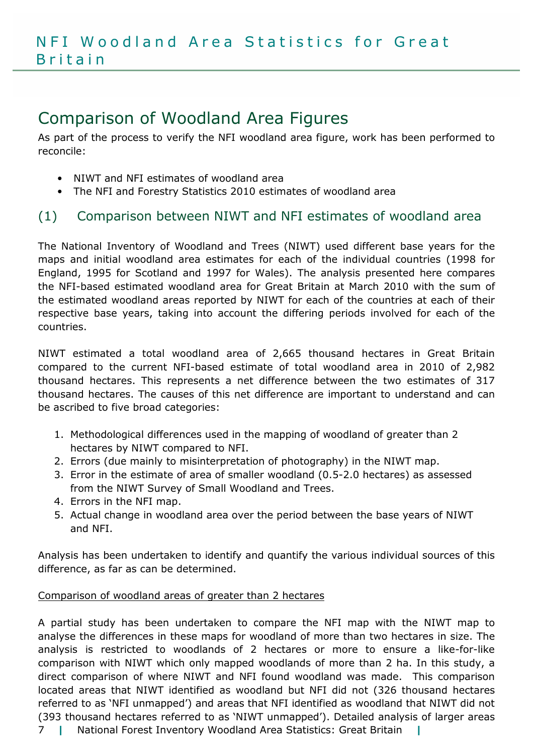## Comparison of Woodland Area Figures

As part of the process to verify the NFI woodland area figure, work has been performed to reconcile:

- NIWT and NFI estimates of woodland area
- The NFI and Forestry Statistics 2010 estimates of woodland area

### (1) Comparison between NIWT and NFI estimates of woodland area

The National Inventory of Woodland and Trees (NIWT) used different base years for the maps and initial woodland area estimates for each of the individual countries (1998 for England, 1995 for Scotland and 1997 for Wales). The analysis presented here compares the NFI-based estimated woodland area for Great Britain at March 2010 with the sum of the estimated woodland areas reported by NIWT for each of the countries at each of their respective base years, taking into account the differing periods involved for each of the countries.

NIWT estimated a total woodland area of 2,665 thousand hectares in Great Britain compared to the current NFI-based estimate of total woodland area in 2010 of 2,982 thousand hectares. This represents a net difference between the two estimates of 317 thousand hectares. The causes of this net difference are important to understand and can be ascribed to five broad categories:

1. Methodological differences used in the mapping of woodland of greater than 2 hectares by NIWT compared to NFI.
2. Errors (due mainly to misinterpretation of photography) in the NIWT map.
3. Error in the estimate of area of smaller woodland (0.5-2.0 hectares) as assessed from the NIWT Survey of Small Woodland and Trees.
4. Errors in the NFI map.
5. Actual change in woodland area over the period between the base years of NIWT and NFI.

Analysis has been undertaken to identify and quantify the various individual sources of this difference, as far as can be determined.

Comparison of woodland areas of greater than 2 hectares

A partial study has been undertaken to compare the NFI map with the NIWT map to analyse the differences in these maps for woodland of more than two hectares in size. The analysis is restricted to woodlands of 2 hectares or more to ensure a like-for-like comparison with NIWT which only mapped woodlands of more than 2 ha. In this study, a direct comparison of where NIWT and NFI found woodland was made. This comparison located areas that NIWT identified as woodland but NFI did not (326 thousand hectares referred to as 'NFI unmapped') and areas that NFI identified as woodland that NIWT did not (393 thousand hectares referred to as 'NIWT unmapped'). Detailed analysis of larger areas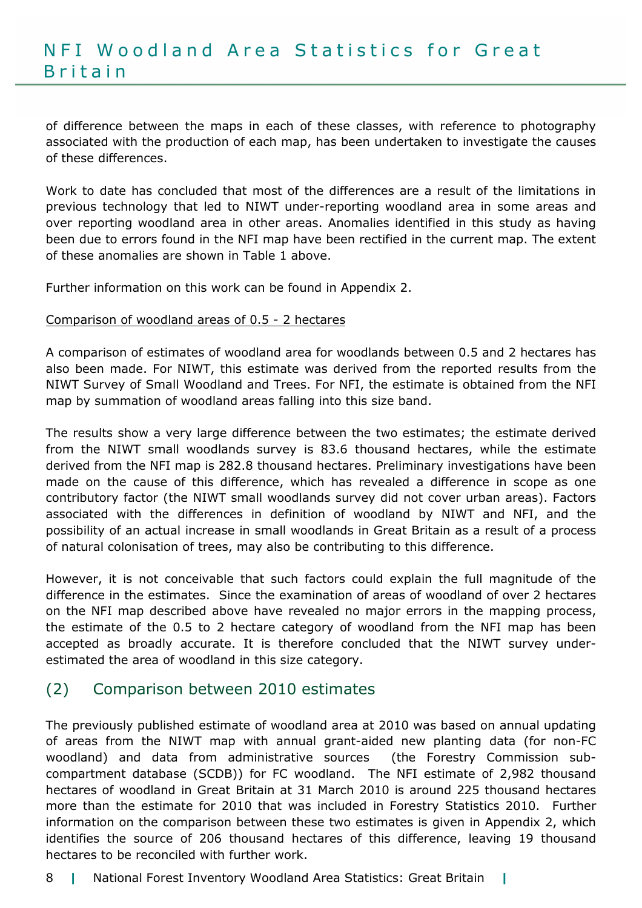of difference between the maps in each of these classes, with reference to photography associated with the production of each map, has been undertaken to investigate the causes of these differences.

Work to date has concluded that most of the differences are a result of the limitations in previous technology that led to NIWT under-reporting woodland area in some areas and over reporting woodland area in other areas. Anomalies identified in this study as having been due to errors found in the NFI map have been rectified in the current map. The extent of these anomalies are shown in Table 1 above.

Further information on this work can be found in Appendix 2.

<u>Comparison of woodland areas of 0.5 - 2 hectares</u>

A comparison of estimates of woodland area for woodlands between 0.5 and 2 hectares has also been made. For NIWT, this estimate was derived from the reported results from the NIWT Survey of Small Woodland and Trees. For NFI, the estimate is obtained from the NFI map by summation of woodland areas falling into this size band.

The results show a very large difference between the two estimates; the estimate derived from the NIWT small woodlands survey is 83.6 thousand hectares, while the estimate derived from the NFI map is 282.8 thousand hectares. Preliminary investigations have been made on the cause of this difference, which has revealed a difference in scope as one contributory factor (the NIWT small woodlands survey did not cover urban areas). Factors associated with the differences in definition of woodland by NIWT and NFI, and the possibility of an actual increase in small woodlands in Great Britain as a result of a process of natural colonisation of trees, may also be contributing to this difference.

However, it is not conceivable that such factors could explain the full magnitude of the difference in the estimates. Since the examination of areas of woodland of over 2 hectares on the NFI map described above have revealed no major errors in the mapping process, the estimate of the 0.5 to 2 hectare category of woodland from the NFI map has been accepted as broadly accurate. It is therefore concluded that the NIWT survey under-estimated the area of woodland in this size category.

## (2) Comparison between 2010 estimates

The previously published estimate of woodland area at 2010 was based on annual updating of areas from the NIWT map with annual grant-aided new planting data (for non-FC woodland) and data from administrative sources (the Forestry Commission sub-compartment database (SCDB)) for FC woodland. The NFI estimate of 2,982 thousand hectares of woodland in Great Britain at 31 March 2010 is around 225 thousand hectares more than the estimate for 2010 that was included in Forestry Statistics 2010. Further information on the comparison between these two estimates is given in Appendix 2, which identifies the source of 206 thousand hectares of this difference, leaving 19 thousand hectares to be reconciled with further work.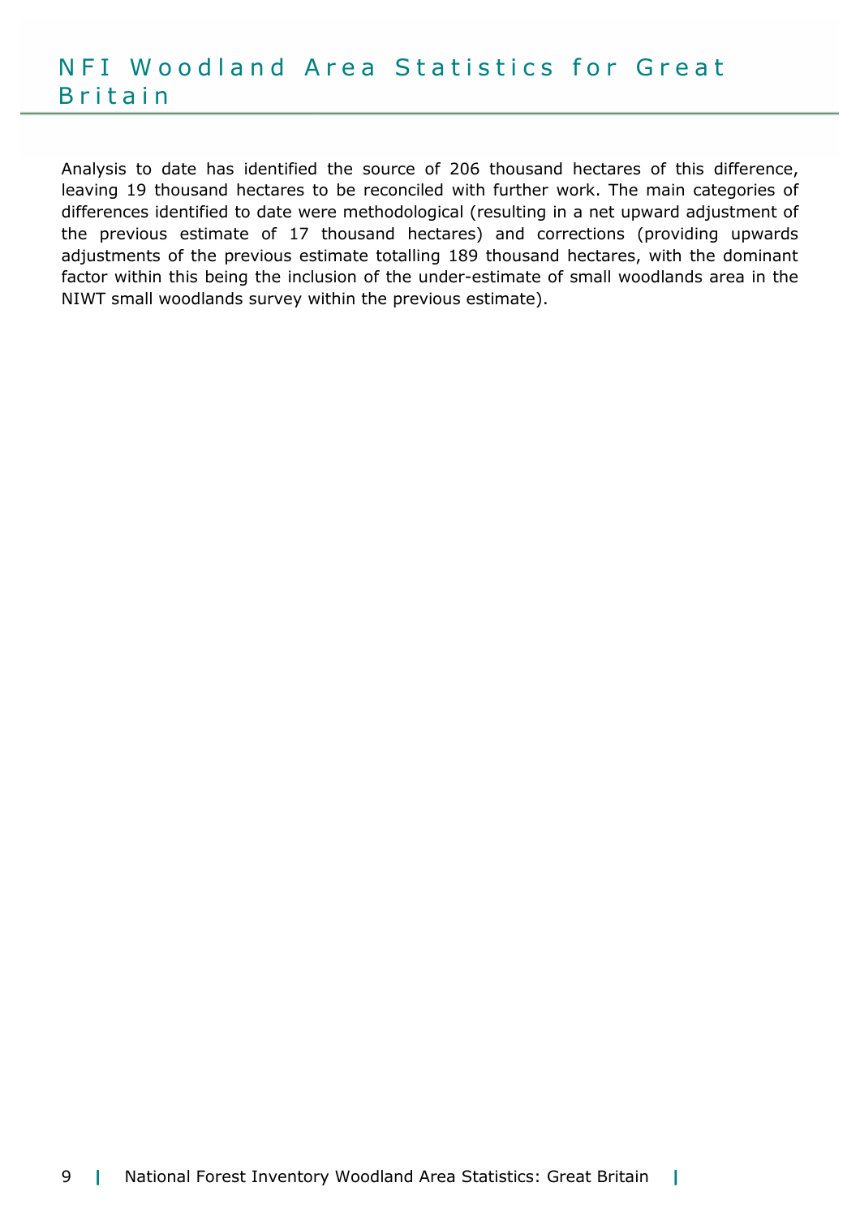Analysis to date has identified the source of 206 thousand hectares of this difference, leaving 19 thousand hectares to be reconciled with further work. The main categories of differences identified to date were methodological (resulting in a net upward adjustment of the previous estimate of 17 thousand hectares) and corrections (providing upwards adjustments of the previous estimate totalling 189 thousand hectares, with the dominant factor within this being the inclusion of the under-estimate of small woodlands area in the NIWT small woodlands survey within the previous estimate).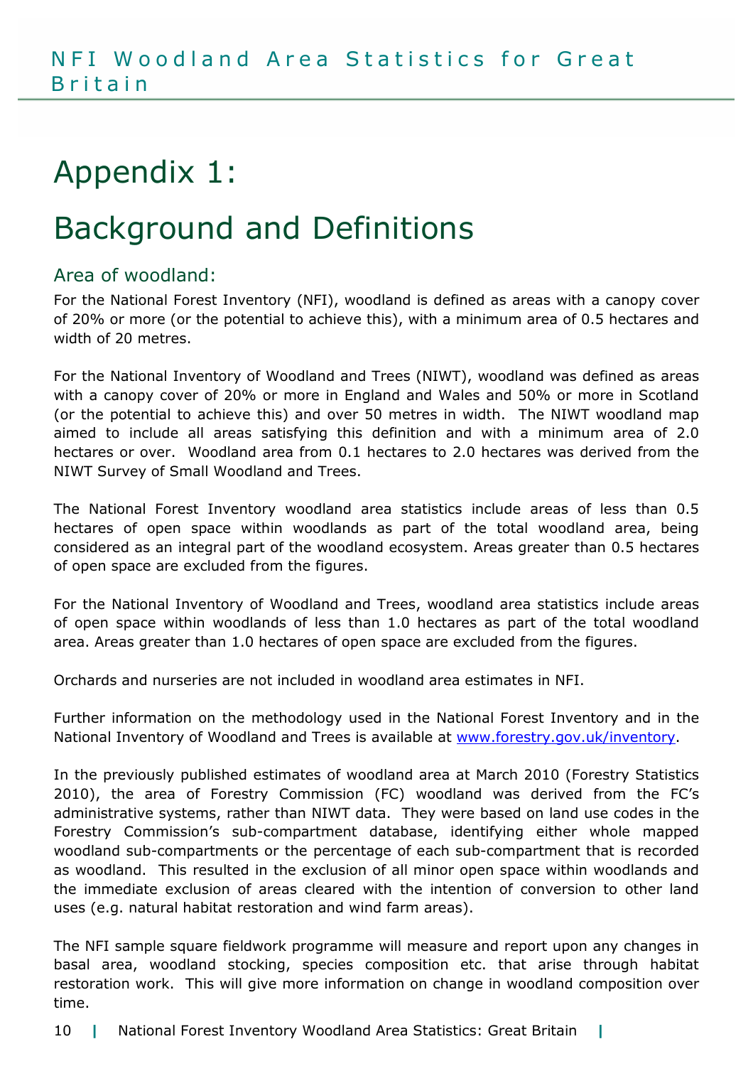# Appendix 1:

# Background and Definitions

## Area of woodland:

For the National Forest Inventory (NFI), woodland is defined as areas with a canopy cover of 20% or more (or the potential to achieve this), with a minimum area of 0.5 hectares and width of 20 metres.

For the National Inventory of Woodland and Trees (NIWT), woodland was defined as areas with a canopy cover of 20% or more in England and Wales and 50% or more in Scotland (or the potential to achieve this) and over 50 metres in width. The NIWT woodland map aimed to include all areas satisfying this definition and with a minimum area of 2.0 hectares or over. Woodland area from 0.1 hectares to 2.0 hectares was derived from the NIWT Survey of Small Woodland and Trees.

The National Forest Inventory woodland area statistics include areas of less than 0.5 hectares of open space within woodlands as part of the total woodland area, being considered as an integral part of the woodland ecosystem. Areas greater than 0.5 hectares of open space are excluded from the figures.

For the National Inventory of Woodland and Trees, woodland area statistics include areas of open space within woodlands of less than 1.0 hectares as part of the total woodland area. Areas greater than 1.0 hectares of open space are excluded from the figures.

Orchards and nurseries are not included in woodland area estimates in NFI.

Further information on the methodology used in the National Forest Inventory and in the National Inventory of Woodland and Trees is available at [www.forestry.gov.uk/inventory](http://www.forestry.gov.uk/inventory).

In the previously published estimates of woodland area at March 2010 (Forestry Statistics 2010), the area of Forestry Commission (FC) woodland was derived from the FC's administrative systems, rather than NIWT data. They were based on land use codes in the Forestry Commission's sub-compartment database, identifying either whole mapped woodland sub-compartments or the percentage of each sub-compartment that is recorded as woodland. This resulted in the exclusion of all minor open space within woodlands and the immediate exclusion of areas cleared with the intention of conversion to other land uses (e.g. natural habitat restoration and wind farm areas).

The NFI sample square fieldwork programme will measure and report upon any changes in basal area, woodland stocking, species composition etc. that arise through habitat restoration work. This will give more information on change in woodland composition over time.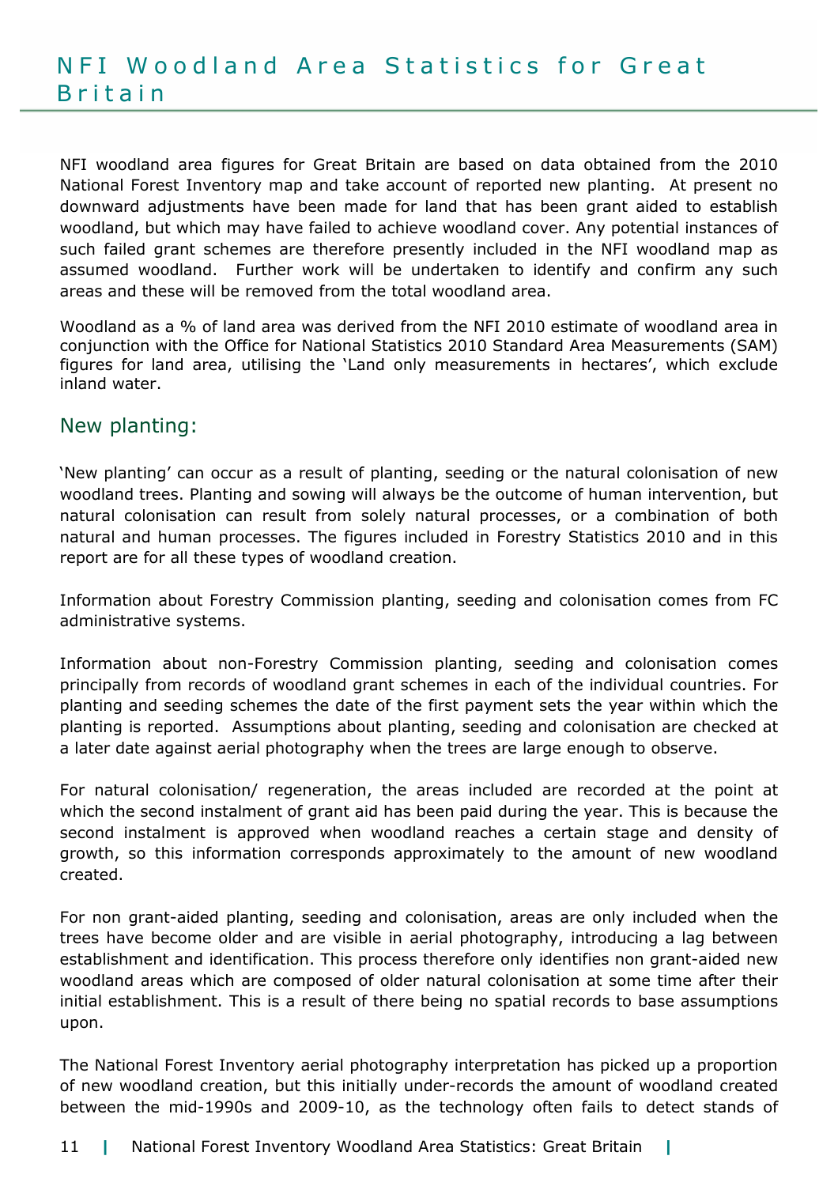# NFI Woodland Area Statistics for Great Britain

NFI woodland area figures for Great Britain are based on data obtained from the 2010 National Forest Inventory map and take account of reported new planting. At present no downward adjustments have been made for land that has been grant aided to establish woodland, but which may have failed to achieve woodland cover. Any potential instances of such failed grant schemes are therefore presently included in the NFI woodland map as assumed woodland. Further work will be undertaken to identify and confirm any such areas and these will be removed from the total woodland area.

Woodland as a % of land area was derived from the NFI 2010 estimate of woodland area in conjunction with the Office for National Statistics 2010 Standard Area Measurements (SAM) figures for land area, utilising the 'Land only measurements in hectares', which exclude inland water.

## New planting:

'New planting' can occur as a result of planting, seeding or the natural colonisation of new woodland trees. Planting and sowing will always be the outcome of human intervention, but natural colonisation can result from solely natural processes, or a combination of both natural and human processes. The figures included in Forestry Statistics 2010 and in this report are for all these types of woodland creation.

Information about Forestry Commission planting, seeding and colonisation comes from FC administrative systems.

Information about non-Forestry Commission planting, seeding and colonisation comes principally from records of woodland grant schemes in each of the individual countries. For planting and seeding schemes the date of the first payment sets the year within which the planting is reported. Assumptions about planting, seeding and colonisation are checked at a later date against aerial photography when the trees are large enough to observe.

For natural colonisation/ regeneration, the areas included are recorded at the point at which the second instalment of grant aid has been paid during the year. This is because the second instalment is approved when woodland reaches a certain stage and density of growth, so this information corresponds approximately to the amount of new woodland created.

For non grant-aided planting, seeding and colonisation, areas are only included when the trees have become older and are visible in aerial photography, introducing a lag between establishment and identification. This process therefore only identifies non grant-aided new woodland areas which are composed of older natural colonisation at some time after their initial establishment. This is a result of there being no spatial records to base assumptions upon.

The National Forest Inventory aerial photography interpretation has picked up a proportion of new woodland creation, but this initially under-records the amount of woodland created between the mid-1990s and 2009-10, as the technology often fails to detect stands of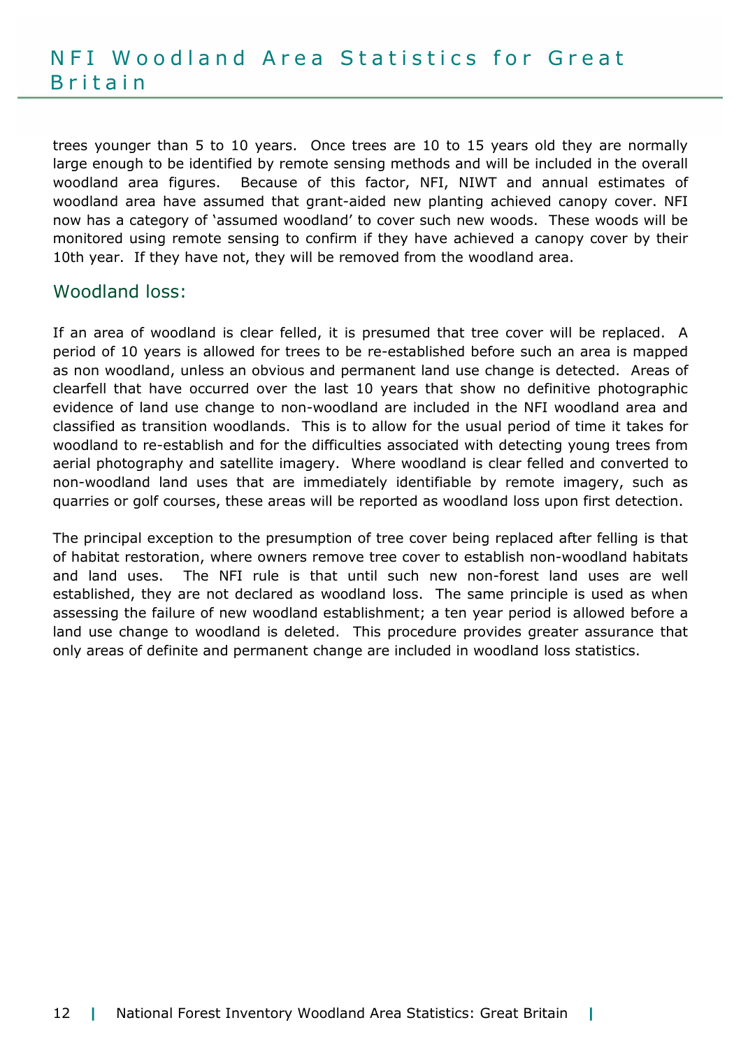trees younger than 5 to 10 years. Once trees are 10 to 15 years old they are normally large enough to be identified by remote sensing methods and will be included in the overall woodland area figures. Because of this factor, NFI, NIWT and annual estimates of woodland area have assumed that grant-aided new planting achieved canopy cover. NFI now has a category of 'assumed woodland' to cover such new woods. These woods will be monitored using remote sensing to confirm if they have achieved a canopy cover by their 10th year. If they have not, they will be removed from the woodland area.

## Woodland loss:

If an area of woodland is clear felled, it is presumed that tree cover will be replaced. A period of 10 years is allowed for trees to be re-established before such an area is mapped as non woodland, unless an obvious and permanent land use change is detected. Areas of clearfell that have occurred over the last 10 years that show no definitive photographic evidence of land use change to non-woodland are included in the NFI woodland area and classified as transition woodlands. This is to allow for the usual period of time it takes for woodland to re-establish and for the difficulties associated with detecting young trees from aerial photography and satellite imagery. Where woodland is clear felled and converted to non-woodland land uses that are immediately identifiable by remote imagery, such as quarries or golf courses, these areas will be reported as woodland loss upon first detection.

The principal exception to the presumption of tree cover being replaced after felling is that of habitat restoration, where owners remove tree cover to establish non-woodland habitats and land uses. The NFI rule is that until such new non-forest land uses are well established, they are not declared as woodland loss. The same principle is used as when assessing the failure of new woodland establishment; a ten year period is allowed before a land use change to woodland is deleted. This procedure provides greater assurance that only areas of definite and permanent change are included in woodland loss statistics.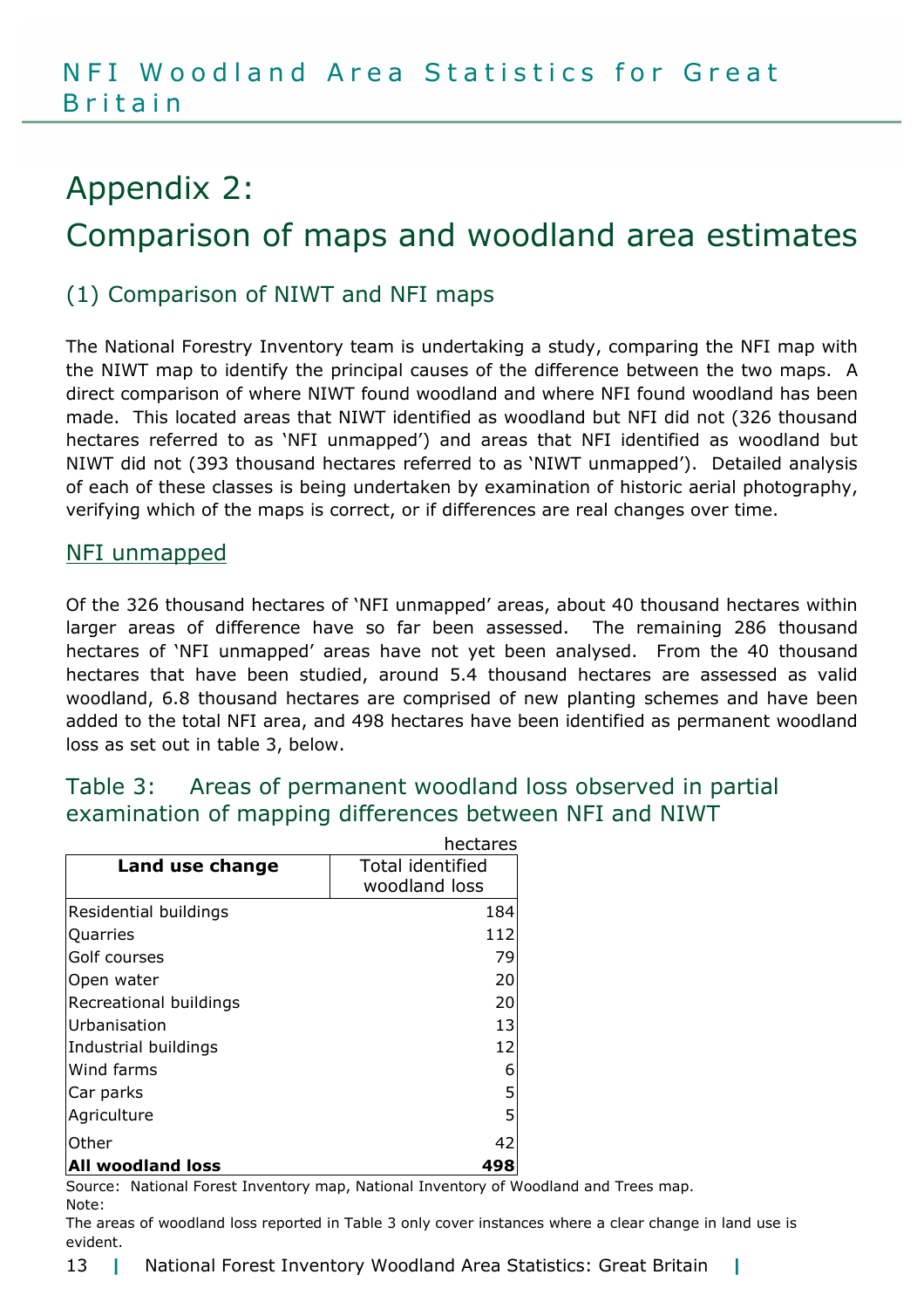# Appendix 2: Comparison of maps and woodland area estimates

## (1) Comparison of NIWT and NFI maps

The National Forestry Inventory team is undertaking a study, comparing the NFI map with the NIWT map to identify the principal causes of the difference between the two maps. A direct comparison of where NIWT found woodland and where NFI found woodland has been made. This located areas that NIWT identified as woodland but NFI did not (326 thousand hectares referred to as 'NFI unmapped') and areas that NFI identified as woodland but NIWT did not (393 thousand hectares referred to as 'NIWT unmapped'). Detailed analysis of each of these classes is being undertaken by examination of historic aerial photography, verifying which of the maps is correct, or if differences are real changes over time.

### NFI unmapped

Of the 326 thousand hectares of 'NFI unmapped' areas, about 40 thousand hectares within larger areas of difference have so far been assessed. The remaining 286 thousand hectares of 'NFI unmapped' areas have not yet been analysed. From the 40 thousand hectares that have been studied, around 5.4 thousand hectares are assessed as valid woodland, 6.8 thousand hectares are comprised of new planting schemes and have been added to the total NFI area, and 498 hectares have been identified as permanent woodland loss as set out in table 3, below.

### Table 3: Areas of permanent woodland loss observed in partial examination of mapping differences between NFI and NIWT

hectares

| **Land use change** | Total identified woodland loss |
|---|---|
| Residential buildings | 184 |
| Quarries | 112 |
| Golf courses | 79 |
| Open water | 20 |
| Recreational buildings | 20 |
| Urbanisation | 13 |
| Industrial buildings | 12 |
| Wind farms | 6 |
| Car parks | 5 |
| Agriculture | 5 |
| Other | 42 |
| **All woodland loss** | **498** |

Source: National Forest Inventory map, National Inventory of Woodland and Trees map.
Note:
The areas of woodland loss reported in Table 3 only cover instances where a clear change in land use is evident.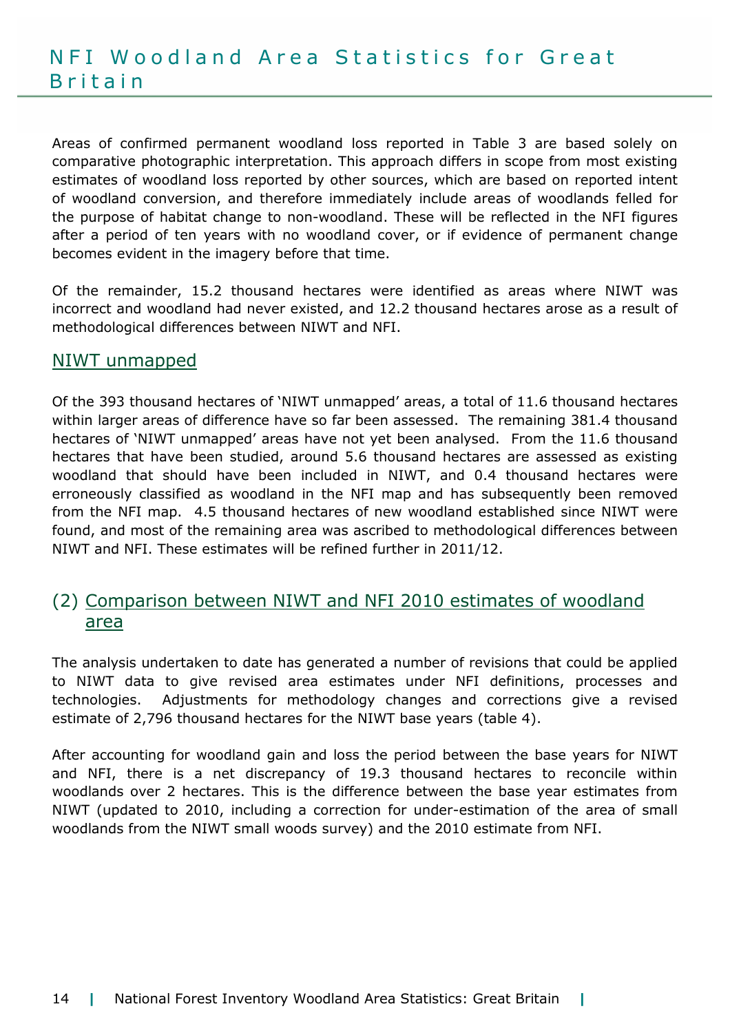Areas of confirmed permanent woodland loss reported in Table 3 are based solely on comparative photographic interpretation. This approach differs in scope from most existing estimates of woodland loss reported by other sources, which are based on reported intent of woodland conversion, and therefore immediately include areas of woodlands felled for the purpose of habitat change to non-woodland. These will be reflected in the NFI figures after a period of ten years with no woodland cover, or if evidence of permanent change becomes evident in the imagery before that time.

Of the remainder, 15.2 thousand hectares were identified as areas where NIWT was incorrect and woodland had never existed, and 12.2 thousand hectares arose as a result of methodological differences between NIWT and NFI.

## NIWT unmapped

Of the 393 thousand hectares of 'NIWT unmapped' areas, a total of 11.6 thousand hectares within larger areas of difference have so far been assessed. The remaining 381.4 thousand hectares of 'NIWT unmapped' areas have not yet been analysed. From the 11.6 thousand hectares that have been studied, around 5.6 thousand hectares are assessed as existing woodland that should have been included in NIWT, and 0.4 thousand hectares were erroneously classified as woodland in the NFI map and has subsequently been removed from the NFI map. 4.5 thousand hectares of new woodland established since NIWT were found, and most of the remaining area was ascribed to methodological differences between NIWT and NFI. These estimates will be refined further in 2011/12.

## (2) Comparison between NIWT and NFI 2010 estimates of woodland area

The analysis undertaken to date has generated a number of revisions that could be applied to NIWT data to give revised area estimates under NFI definitions, processes and technologies. Adjustments for methodology changes and corrections give a revised estimate of 2,796 thousand hectares for the NIWT base years (table 4).

After accounting for woodland gain and loss the period between the base years for NIWT and NFI, there is a net discrepancy of 19.3 thousand hectares to reconcile within woodlands over 2 hectares. This is the difference between the base year estimates from NIWT (updated to 2010, including a correction for under-estimation of the area of small woodlands from the NIWT small woods survey) and the 2010 estimate from NFI.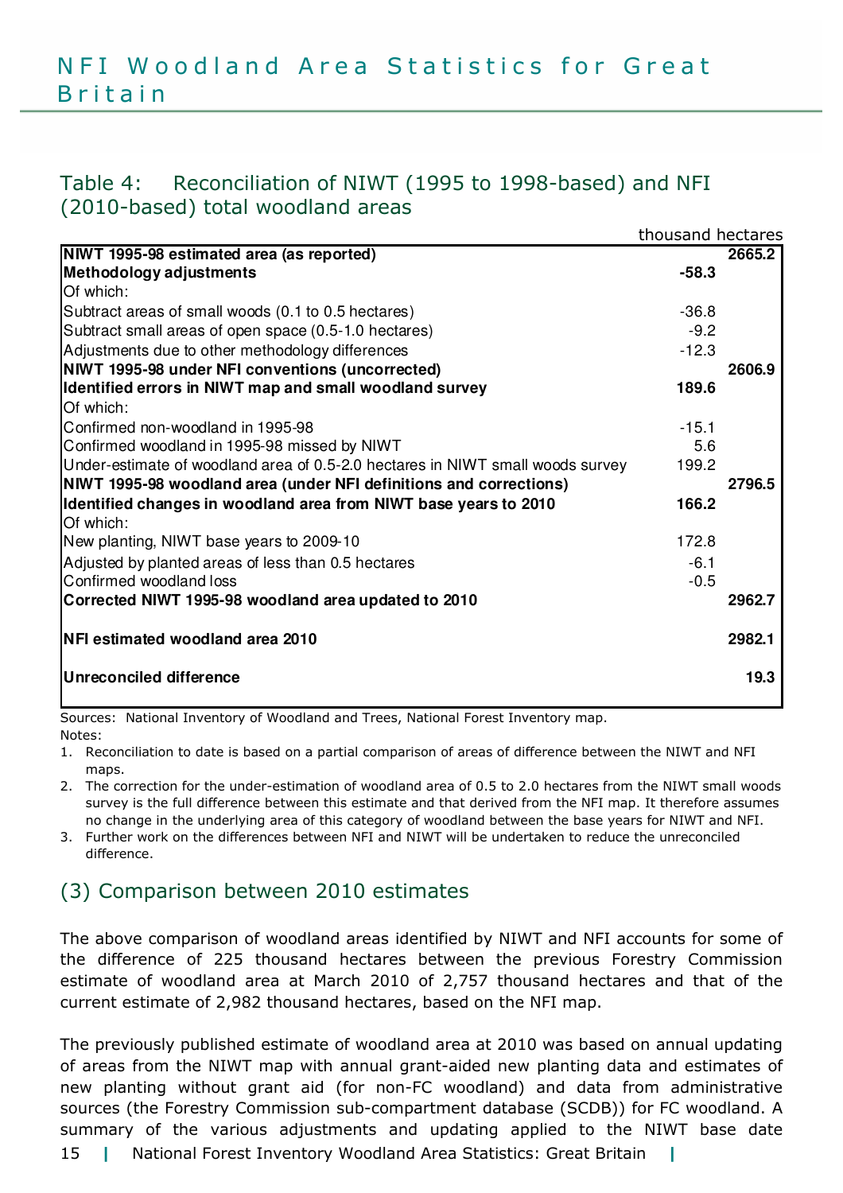# NFI Woodland Area Statistics for Great Britain

## Table 4: Reconciliation of NIWT (1995 to 1998-based) and NFI (2010-based) total woodland areas

thousand hectares

| | | |
|---|---|---|
| **NIWT 1995-98 estimated area (as reported)** | | **2665.2** |
| **Methodology adjustments** | **-58.3** | |
| Of which: | | |
| Subtract areas of small woods (0.1 to 0.5 hectares) | -36.8 | |
| Subtract small areas of open space (0.5-1.0 hectares) | -9.2 | |
| Adjustments due to other methodology differences | -12.3 | |
| **NIWT 1995-98 under NFI conventions (uncorrected)** | | **2606.9** |
| **Identified errors in NIWT map and small woodland survey** | **189.6** | |
| Of which: | | |
| Confirmed non-woodland in 1995-98 | -15.1 | |
| Confirmed woodland in 1995-98 missed by NIWT | 5.6 | |
| Under-estimate of woodland area of 0.5-2.0 hectares in NIWT small woods survey | 199.2 | |
| **NIWT 1995-98 woodland area (under NFI definitions and corrections)** | | **2796.5** |
| **Identified changes in woodland area from NIWT base years to 2010** | **166.2** | |
| Of which: | | |
| New planting, NIWT base years to 2009-10 | 172.8 | |
| Adjusted by planted areas of less than 0.5 hectares | -6.1 | |
| Confirmed woodland loss | -0.5 | |
| **Corrected NIWT 1995-98 woodland area updated to 2010** | | **2962.7** |
| **NFI estimated woodland area 2010** | | **2982.1** |
| **Unreconciled difference** | | **19.3** |

Sources: National Inventory of Woodland and Trees, National Forest Inventory map.

Notes:

1. Reconciliation to date is based on a partial comparison of areas of difference between the NIWT and NFI maps.
2. The correction for the under-estimation of woodland area of 0.5 to 2.0 hectares from the NIWT small woods survey is the full difference between this estimate and that derived from the NFI map. It therefore assumes no change in the underlying area of this category of woodland between the base years for NIWT and NFI.
3. Further work on the differences between NFI and NIWT will be undertaken to reduce the unreconciled difference.

## (3) Comparison between 2010 estimates

The above comparison of woodland areas identified by NIWT and NFI accounts for some of the difference of 225 thousand hectares between the previous Forestry Commission estimate of woodland area at March 2010 of 2,757 thousand hectares and that of the current estimate of 2,982 thousand hectares, based on the NFI map.

The previously published estimate of woodland area at 2010 was based on annual updating of areas from the NIWT map with annual grant-aided new planting data and estimates of new planting without grant aid (for non-FC woodland) and data from administrative sources (the Forestry Commission sub-compartment database (SCDB)) for FC woodland. A summary of the various adjustments and updating applied to the NIWT base date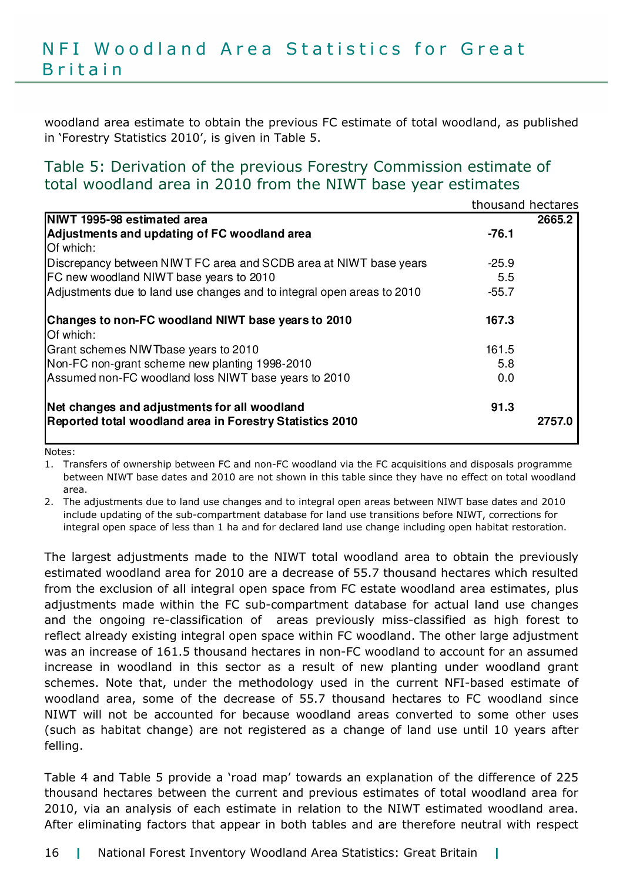woodland area estimate to obtain the previous FC estimate of total woodland, as published in 'Forestry Statistics 2010', is given in Table 5.

## Table 5: Derivation of the previous Forestry Commission estimate of total woodland area in 2010 from the NIWT base year estimates

thousand hectares

| | | |
|---|---|---|
| **NIWT 1995-98 estimated area** | | **2665.2** |
| **Adjustments and updating of FC woodland area** | **-76.1** | |
| Of which: | | |
| Discrepancy between NIWT FC area and SCDB area at NIWT base years | -25.9 | |
| FC new woodland NIWT base years to 2010 | 5.5 | |
| Adjustments due to land use changes and to integral open areas to 2010 | -55.7 | |
| | | |
| **Changes to non-FC woodland NIWT base years to 2010** | **167.3** | |
| Of which: | | |
| Grant schemes NIWTbase years to 2010 | 161.5 | |
| Non-FC non-grant scheme new planting 1998-2010 | 5.8 | |
| Assumed non-FC woodland loss NIWT base years to 2010 | 0.0 | |
| | | |
| **Net changes and adjustments for all woodland** | **91.3** | |
| **Reported total woodland area in Forestry Statistics 2010** | | **2757.0** |

Notes:

1. Transfers of ownership between FC and non-FC woodland via the FC acquisitions and disposals programme between NIWT base dates and 2010 are not shown in this table since they have no effect on total woodland area.
2. The adjustments due to land use changes and to integral open areas between NIWT base dates and 2010 include updating of the sub-compartment database for land use transitions before NIWT, corrections for integral open space of less than 1 ha and for declared land use change including open habitat restoration.

The largest adjustments made to the NIWT total woodland area to obtain the previously estimated woodland area for 2010 are a decrease of 55.7 thousand hectares which resulted from the exclusion of all integral open space from FC estate woodland area estimates, plus adjustments made within the FC sub-compartment database for actual land use changes and the ongoing re-classification of areas previously miss-classified as high forest to reflect already existing integral open space within FC woodland. The other large adjustment was an increase of 161.5 thousand hectares in non-FC woodland to account for an assumed increase in woodland in this sector as a result of new planting under woodland grant schemes. Note that, under the methodology used in the current NFI-based estimate of woodland area, some of the decrease of 55.7 thousand hectares to FC woodland since NIWT will not be accounted for because woodland areas converted to some other uses (such as habitat change) are not registered as a change of land use until 10 years after felling.

Table 4 and Table 5 provide a 'road map' towards an explanation of the difference of 225 thousand hectares between the current and previous estimates of total woodland area for 2010, via an analysis of each estimate in relation to the NIWT estimated woodland area. After eliminating factors that appear in both tables and are therefore neutral with respect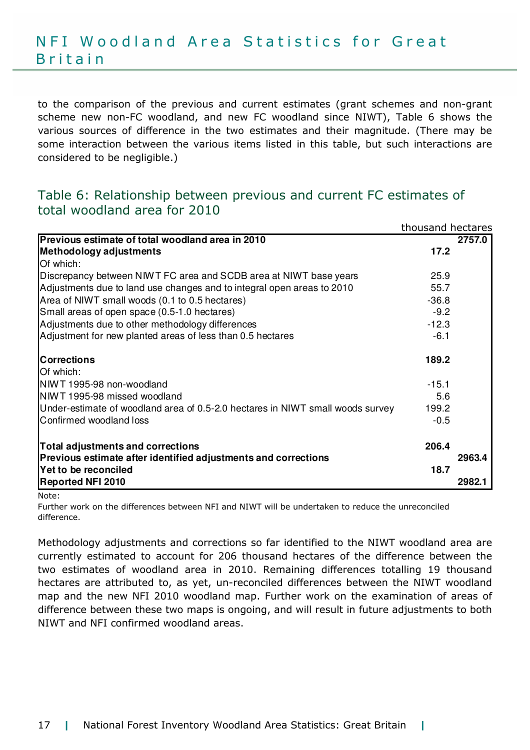to the comparison of the previous and current estimates (grant schemes and non-grant scheme new non-FC woodland, and new FC woodland since NIWT), Table 6 shows the various sources of difference in the two estimates and their magnitude. (There may be some interaction between the various items listed in this table, but such interactions are considered to be negligible.)

## Table 6: Relationship between previous and current FC estimates of total woodland area for 2010

thousand hectares

| | | |
|---|---|---|
| **Previous estimate of total woodland area in 2010** | | **2757.0** |
| **Methodology adjustments** | **17.2** | |
| Of which: | | |
| Discrepancy between NIWT FC area and SCDB area at NIWT base years | 25.9 | |
| Adjustments due to land use changes and to integral open areas to 2010 | 55.7 | |
| Area of NIWT small woods (0.1 to 0.5 hectares) | -36.8 | |
| Small areas of open space (0.5-1.0 hectares) | -9.2 | |
| Adjustments due to other methodology differences | -12.3 | |
| Adjustment for new planted areas of less than 0.5 hectares | -6.1 | |
| **Corrections** | **189.2** | |
| Of which: | | |
| NIWT 1995-98 non-woodland | -15.1 | |
| NIWT 1995-98 missed woodland | 5.6 | |
| Under-estimate of woodland area of 0.5-2.0 hectares in NIWT small woods survey | 199.2 | |
| Confirmed woodland loss | -0.5 | |
| **Total adjustments and corrections** | **206.4** | |
| **Previous estimate after identified adjustments and corrections** | | **2963.4** |
| **Yet to be reconciled** | **18.7** | |
| **Reported NFI 2010** | | **2982.1** |

Note:
Further work on the differences between NFI and NIWT will be undertaken to reduce the unreconciled difference.

Methodology adjustments and corrections so far identified to the NIWT woodland area are currently estimated to account for 206 thousand hectares of the difference between the two estimates of woodland area in 2010. Remaining differences totalling 19 thousand hectares are attributed to, as yet, un-reconciled differences between the NIWT woodland map and the new NFI 2010 woodland map. Further work on the examination of areas of difference between these two maps is ongoing, and will result in future adjustments to both NIWT and NFI confirmed woodland areas.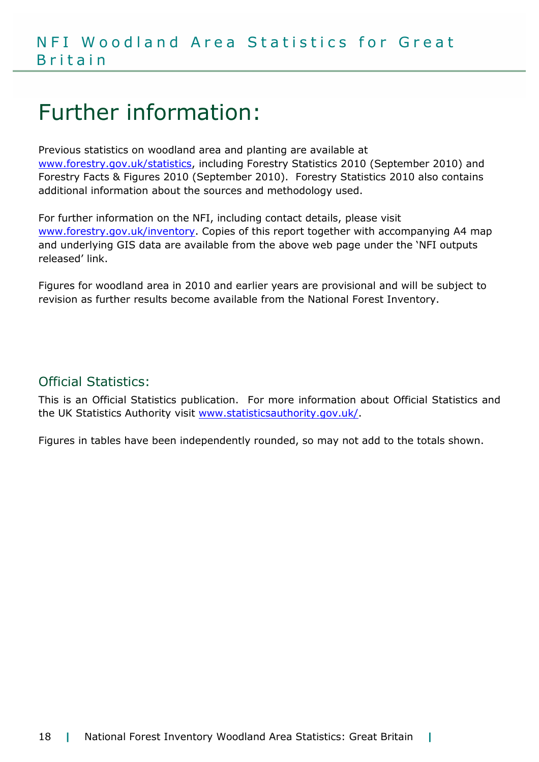# Further information:

Previous statistics on woodland area and planting are available at www.forestry.gov.uk/statistics, including Forestry Statistics 2010 (September 2010) and Forestry Facts & Figures 2010 (September 2010). Forestry Statistics 2010 also contains additional information about the sources and methodology used.

For further information on the NFI, including contact details, please visit www.forestry.gov.uk/inventory. Copies of this report together with accompanying A4 map and underlying GIS data are available from the above web page under the 'NFI outputs released' link.

Figures for woodland area in 2010 and earlier years are provisional and will be subject to revision as further results become available from the National Forest Inventory.

## Official Statistics:

This is an Official Statistics publication. For more information about Official Statistics and the UK Statistics Authority visit www.statisticsauthority.gov.uk/.

Figures in tables have been independently rounded, so may not add to the totals shown.